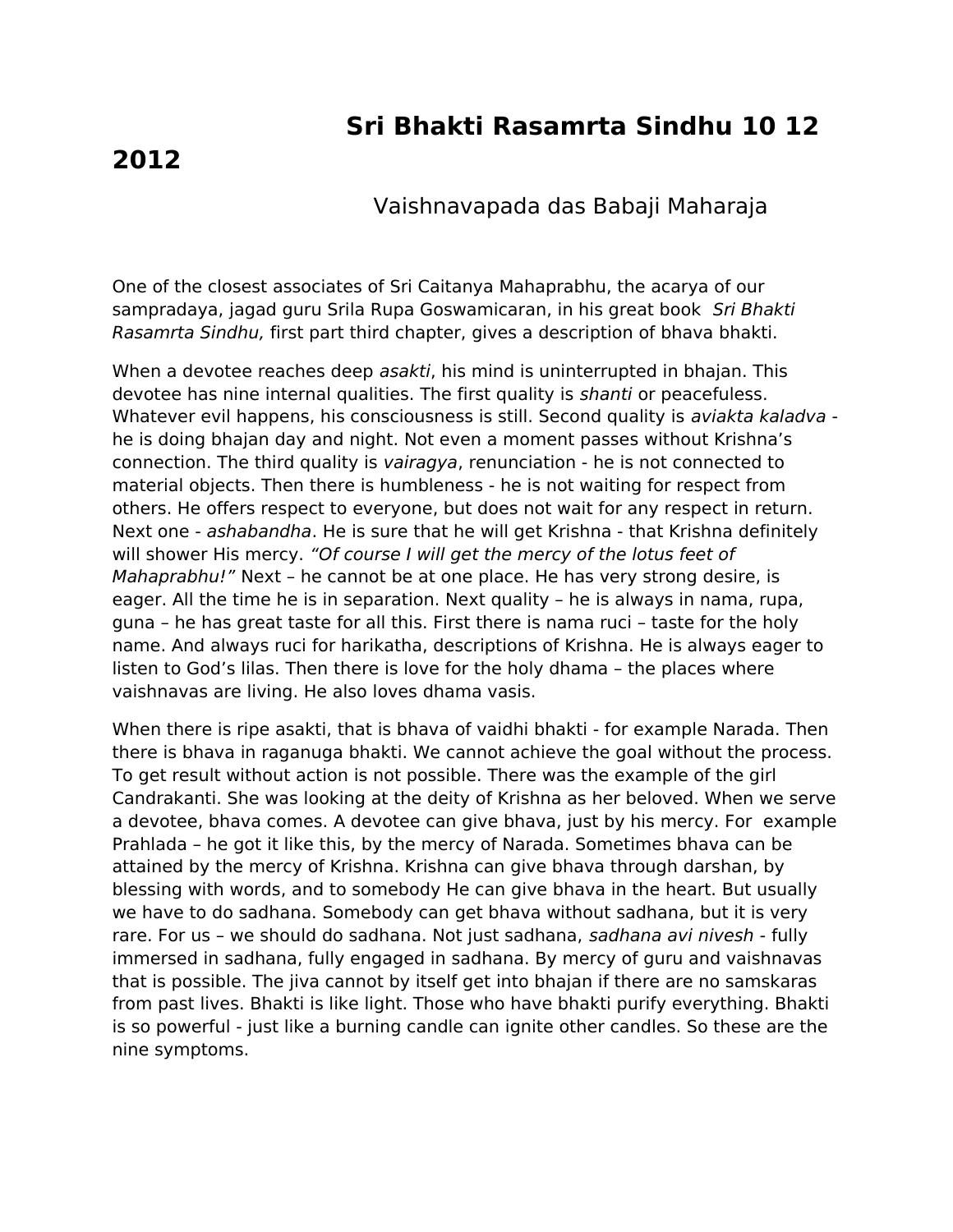# Sri Bhakti Rasamrta Sindhu 10 12 2012

Vaishnavapada das Babaji Maharaja

One of the closest associates of Sri Caitanya Mahaprabhu, the acarya of our sampradaya, jagad guru Srila Rupa Goswamicaran, in his great book *Sri Bhakti Rasamrta Sindhu,* first part third chapter, gives a description of bhava bhakti.

When a devotee reaches deep *asakti*, his mind is uninterrupted in bhajan. This devotee has nine internal qualities. The first quality is *shanti* or peacefuless. Whatever evil happens, his consciousness is still. Second quality is *aviakta kaladva* - he is doing bhajan day and night. Not even a moment passes without Krishna's connection. The third quality is *vairagya*, renunciation - he is not connected to material objects. Then there is humbleness - he is not waiting for respect from others. He offers respect to everyone, but does not wait for any respect in return. Next one - *ashabandha*. He is sure that he will get Krishna - that Krishna definitely will shower His mercy. *"Of course I will get the mercy of the lotus feet of Mahaprabhu!"* Next – he cannot be at one place. He has very strong desire, is eager. All the time he is in separation. Next quality – he is always in nama, rupa, guna – he has great taste for all this. First there is nama ruci – taste for the holy name. And always ruci for harikatha, descriptions of Krishna. He is always eager to listen to God's lilas. Then there is love for the holy dhama – the places where vaishnavas are living. He also loves dhama vasis.

When there is ripe asakti, that is bhava of vaidhi bhakti - for example Narada. Then there is bhava in raganuga bhakti. We cannot achieve the goal without the process. To get result without action is not possible. There was the example of the girl Candrakanti. She was looking at the deity of Krishna as her beloved. When we serve a devotee, bhava comes. A devotee can give bhava, just by his mercy. For example Prahlada – he got it like this, by the mercy of Narada. Sometimes bhava can be attained by the mercy of Krishna. Krishna can give bhava through darshan, by blessing with words, and to somebody He can give bhava in the heart. But usually we have to do sadhana. Somebody can get bhava without sadhana, but it is very rare. For us – we should do sadhana. Not just sadhana, *sadhana avi nivesh* - fully immersed in sadhana, fully engaged in sadhana. By mercy of guru and vaishnavas that is possible. The jiva cannot by itself get into bhajan if there are no samskaras from past lives. Bhakti is like light. Those who have bhakti purify everything. Bhakti is so powerful - just like a burning candle can ignite other candles. So these are the nine symptoms.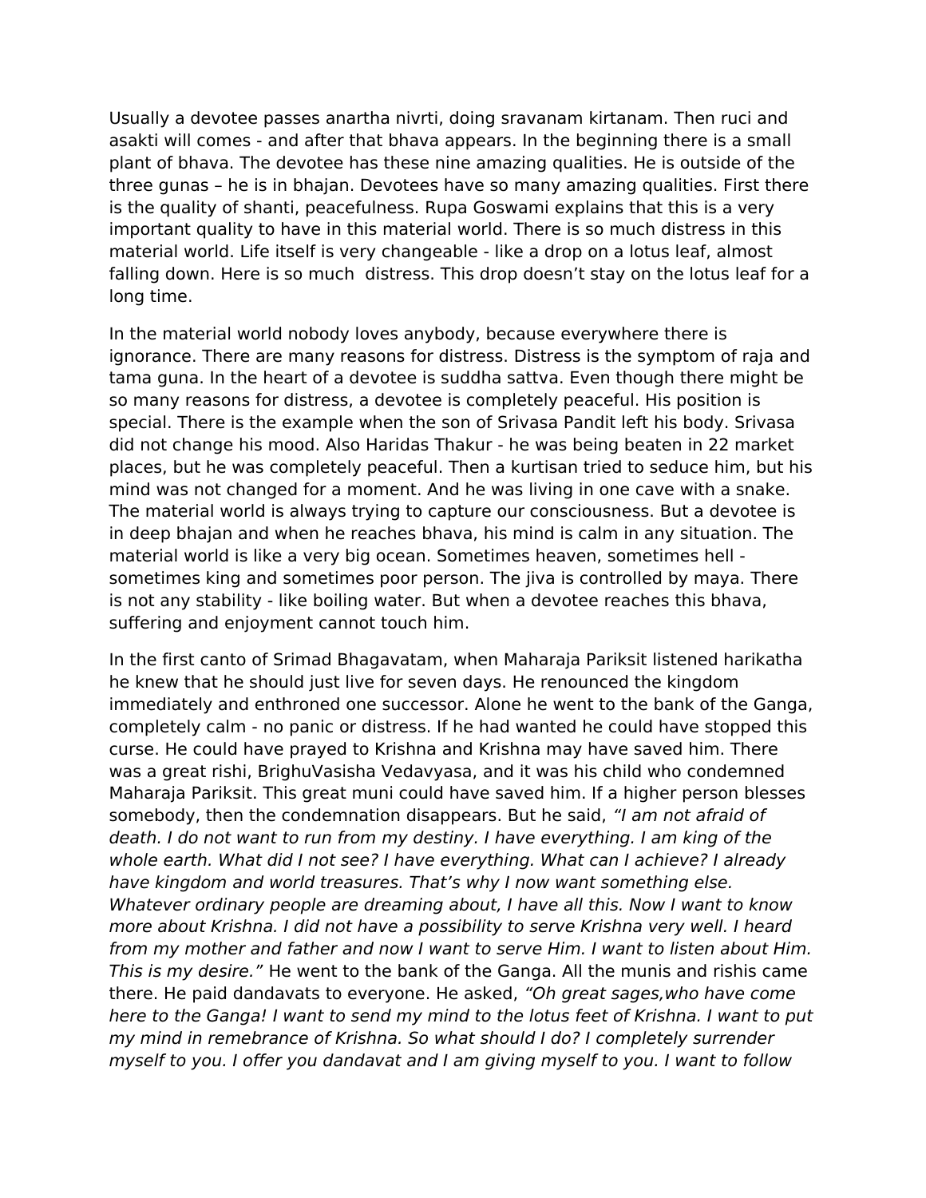Usually a devotee passes anartha nivrti, doing sravanam kirtanam. Then ruci and asakti will comes - and after that bhava appears. In the beginning there is a small plant of bhava. The devotee has these nine amazing qualities. He is outside of the three gunas – he is in bhajan. Devotees have so many amazing qualities. First there is the quality of shanti, peacefulness. Rupa Goswami explains that this is a very important quality to have in this material world. There is so much distress in this material world. Life itself is very changeable - like a drop on a lotus leaf, almost falling down. Here is so much distress. This drop doesn't stay on the lotus leaf for a long time.

In the material world nobody loves anybody, because everywhere there is ignorance. There are many reasons for distress. Distress is the symptom of raja and tama guna. In the heart of a devotee is suddha sattva. Even though there might be so many reasons for distress, a devotee is completely peaceful. His position is special. There is the example when the son of Srivasa Pandit left his body. Srivasa did not change his mood. Also Haridas Thakur - he was being beaten in 22 market places, but he was completely peaceful. Then a kurtisan tried to seduce him, but his mind was not changed for a moment. And he was living in one cave with a snake. The material world is always trying to capture our consciousness. But a devotee is in deep bhajan and when he reaches bhava, his mind is calm in any situation. The material world is like a very big ocean. Sometimes heaven, sometimes hell - sometimes king and sometimes poor person. The jiva is controlled by maya. There is not any stability - like boiling water. But when a devotee reaches this bhava, suffering and enjoyment cannot touch him.

In the first canto of Srimad Bhagavatam, when Maharaja Pariksit listened harikatha he knew that he should just live for seven days. He renounced the kingdom immediately and enthroned one successor. Alone he went to the bank of the Ganga, completely calm - no panic or distress. If he had wanted he could have stopped this curse. He could have prayed to Krishna and Krishna may have saved him. There was a great rishi, BrighuVasisha Vedavyasa, and it was his child who condemned Maharaja Pariksit. This great muni could have saved him. If a higher person blesses somebody, then the condemnation disappears. But he said, *"I am not afraid of death. I do not want to run from my destiny. I have everything. I am king of the whole earth. What did I not see? I have everything. What can I achieve? I already have kingdom and world treasures. That's why I now want something else. Whatever ordinary people are dreaming about, I have all this. Now I want to know more about Krishna. I did not have a possibility to serve Krishna very well. I heard from my mother and father and now I want to serve Him. I want to listen about Him. This is my desire."* He went to the bank of the Ganga. All the munis and rishis came there. He paid dandavats to everyone. He asked, *"Oh great sages,who have come here to the Ganga! I want to send my mind to the lotus feet of Krishna. I want to put my mind in remebrance of Krishna. So what should I do? I completely surrender myself to you. I offer you dandavat and I am giving myself to you. I want to follow*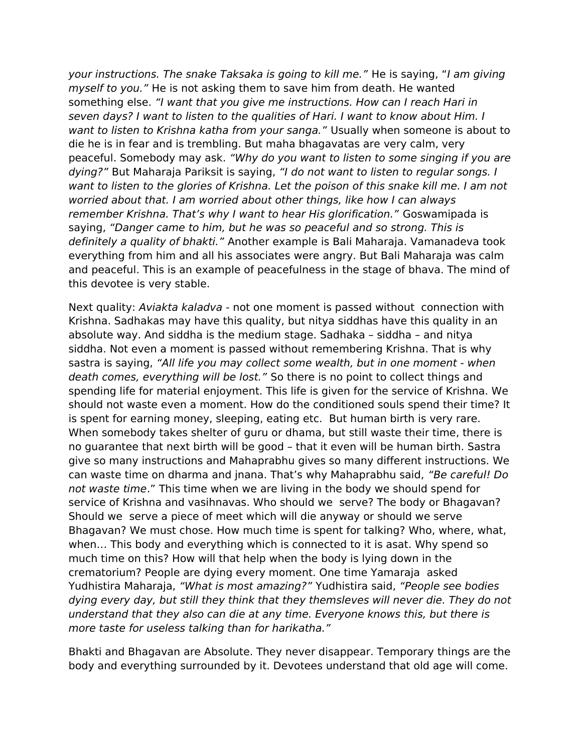*your instructions. The snake Taksaka is going to kill me."* He is saying, "*I am giving myself to you."* He is not asking them to save him from death. He wanted something else. *"I want that you give me instructions. How can I reach Hari in seven days? I want to listen to the qualities of Hari. I want to know about Him. I want to listen to Krishna katha from your sanga."* Usually when someone is about to die he is in fear and is trembling. But maha bhagavatas are very calm, very peaceful. Somebody may ask. *"Why do you want to listen to some singing if you are dying?"* But Maharaja Pariksit is saying, *"I do not want to listen to regular songs. I want to listen to the glories of Krishna. Let the poison of this snake kill me. I am not worried about that. I am worried about other things, like how I can always remember Krishna. That's why I want to hear His glorification."* Goswamipada is saying, *"Danger came to him, but he was so peaceful and so strong. This is definitely a quality of bhakti."* Another example is Bali Maharaja. Vamanadeva took everything from him and all his associates were angry. But Bali Maharaja was calm and peaceful. This is an example of peacefulness in the stage of bhava. The mind of this devotee is very stable.

Next quality: *Aviakta kaladva* - not one moment is passed without connection with Krishna. Sadhakas may have this quality, but nitya siddhas have this quality in an absolute way. And siddha is the medium stage. Sadhaka – siddha – and nitya siddha. Not even a moment is passed without remembering Krishna. That is why sastra is saying, *"All life you may collect some wealth, but in one moment - when death comes, everything will be lost."* So there is no point to collect things and spending life for material enjoyment. This life is given for the service of Krishna. We should not waste even a moment. How do the conditioned souls spend their time? It is spent for earning money, sleeping, eating etc. But human birth is very rare. When somebody takes shelter of guru or dhama, but still waste their time, there is no guarantee that next birth will be good – that it even will be human birth. Sastra give so many instructions and Mahaprabhu gives so many different instructions. We can waste time on dharma and jnana. That's why Mahaprabhu said, *"Be careful! Do not waste time*." This time when we are living in the body we should spend for service of Krishna and vasihnavas. Who should we serve? The body or Bhagavan? Should we serve a piece of meet which will die anyway or should we serve Bhagavan? We must chose. How much time is spent for talking? Who, where, what, when… This body and everything which is connected to it is asat. Why spend so much time on this? How will that help when the body is lying down in the crematorium? People are dying every moment. One time Yamaraja asked Yudhistira Maharaja, *"What is most amazing?"* Yudhistira said, *"People see bodies dying every day, but still they think that they themsleves will never die. They do not understand that they also can die at any time. Everyone knows this, but there is more taste for useless talking than for harikatha."*

Bhakti and Bhagavan are Absolute. They never disappear. Temporary things are the body and everything surrounded by it. Devotees understand that old age will come.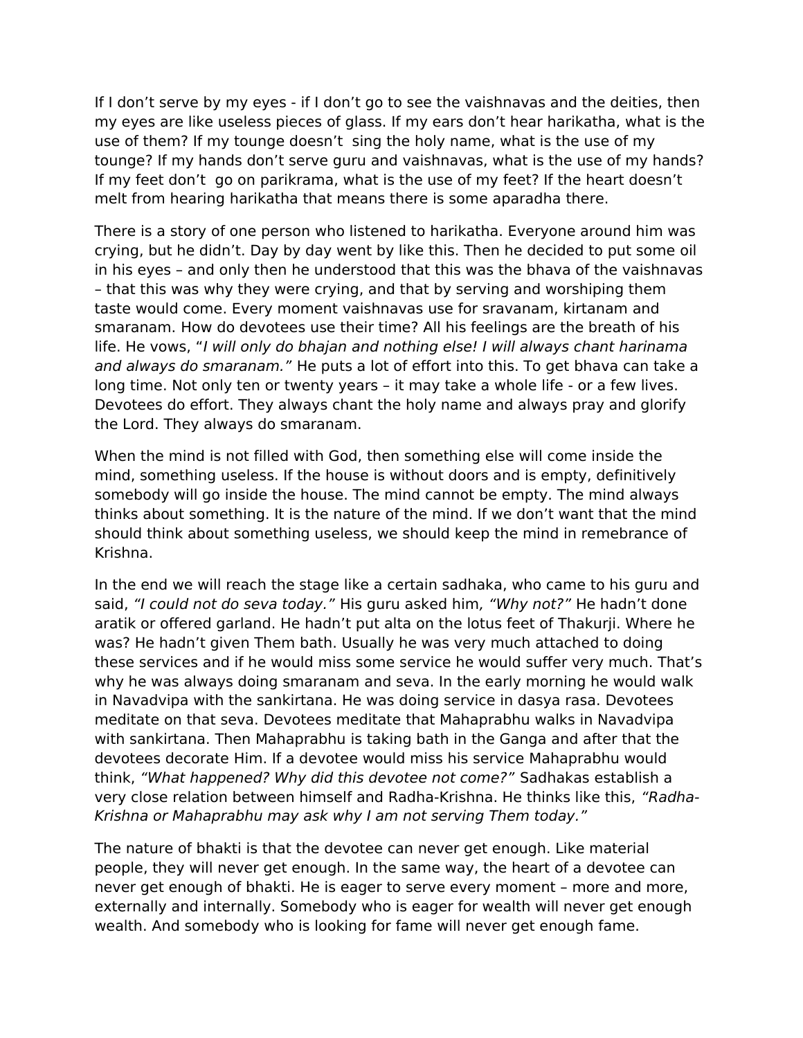If I don't serve by my eyes - if I don't go to see the vaishnavas and the deities, then my eyes are like useless pieces of glass. If my ears don't hear harikatha, what is the use of them? If my tounge doesn't sing the holy name, what is the use of my tounge? If my hands don't serve guru and vaishnavas, what is the use of my hands? If my feet don't go on parikrama, what is the use of my feet? If the heart doesn't melt from hearing harikatha that means there is some aparadha there.

There is a story of one person who listened to harikatha. Everyone around him was crying, but he didn't. Day by day went by like this. Then he decided to put some oil in his eyes – and only then he understood that this was the bhava of the vaishnavas – that this was why they were crying, and that by serving and worshiping them taste would come. Every moment vaishnavas use for sravanam, kirtanam and smaranam. How do devotees use their time? All his feelings are the breath of his life. He vows, "*I will only do bhajan and nothing else! I will always chant harinama and always do smaranam.*" He puts a lot of effort into this. To get bhava can take a long time. Not only ten or twenty years – it may take a whole life - or a few lives. Devotees do effort. They always chant the holy name and always pray and glorify the Lord. They always do smaranam.

When the mind is not filled with God, then something else will come inside the mind, something useless. If the house is without doors and is empty, definitively somebody will go inside the house. The mind cannot be empty. The mind always thinks about something. It is the nature of the mind. If we don't want that the mind should think about something useless, we should keep the mind in remebrance of Krishna.

In the end we will reach the stage like a certain sadhaka, who came to his guru and said, *"I could not do seva today."* His guru asked him*, "Why not?"* He hadn't done aratik or offered garland. He hadn't put alta on the lotus feet of Thakurji. Where he was? He hadn't given Them bath. Usually he was very much attached to doing these services and if he would miss some service he would suffer very much. That's why he was always doing smaranam and seva. In the early morning he would walk in Navadvipa with the sankirtana. He was doing service in dasya rasa. Devotees meditate on that seva. Devotees meditate that Mahaprabhu walks in Navadvipa with sankirtana. Then Mahaprabhu is taking bath in the Ganga and after that the devotees decorate Him. If a devotee would miss his service Mahaprabhu would think, *"What happened? Why did this devotee not come?"* Sadhakas establish a very close relation between himself and Radha-Krishna. He thinks like this, *"Radha-Krishna or Mahaprabhu may ask why I am not serving Them today."*

The nature of bhakti is that the devotee can never get enough. Like material people, they will never get enough. In the same way, the heart of a devotee can never get enough of bhakti. He is eager to serve every moment – more and more, externally and internally. Somebody who is eager for wealth will never get enough wealth. And somebody who is looking for fame will never get enough fame.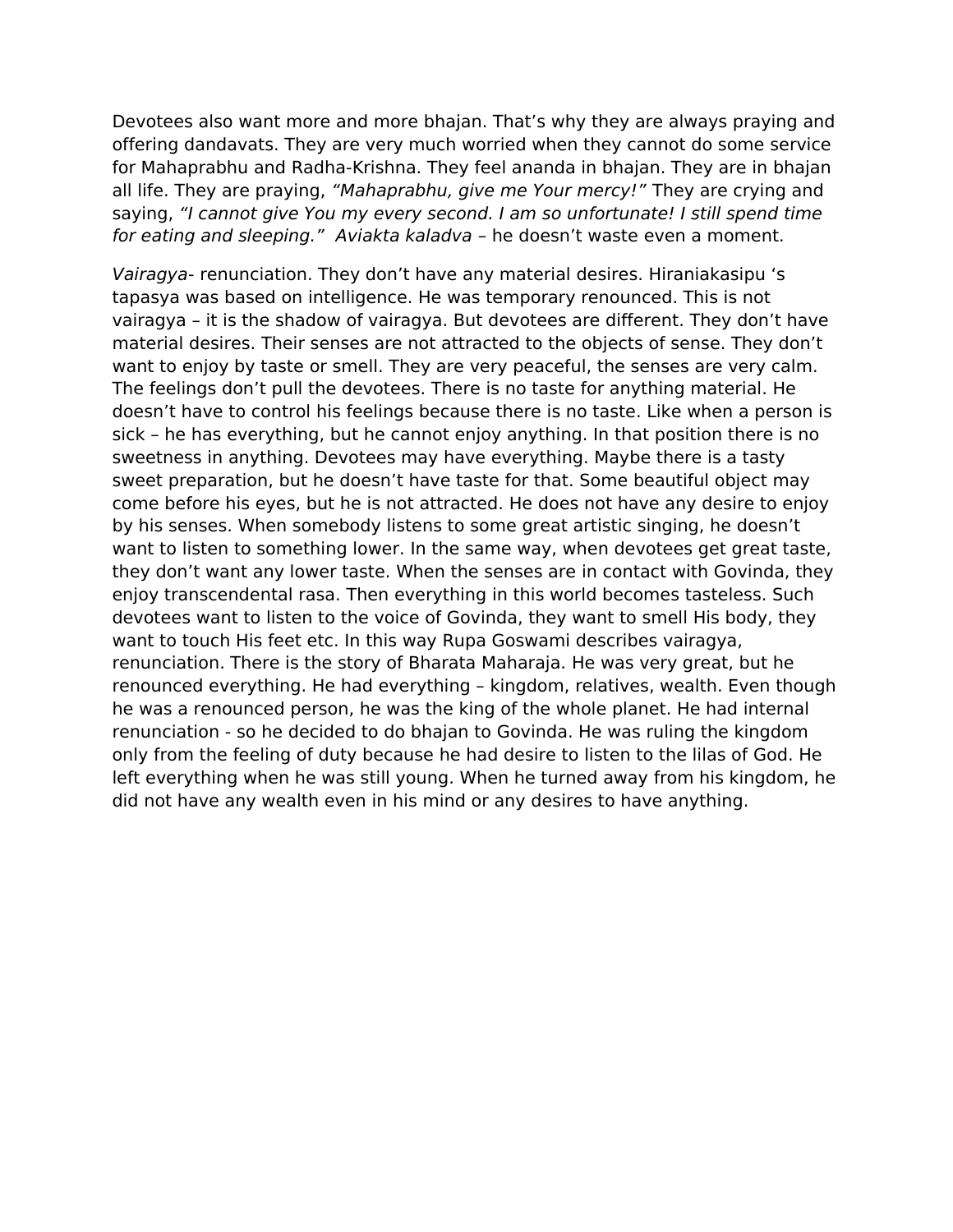Devotees also want more and more bhajan. That’s why they are always praying and offering dandavats. They are very much worried when they cannot do some service for Mahaprabhu and Radha-Krishna. They feel ananda in bhajan. They are in bhajan all life. They are praying, *“Mahaprabhu, give me Your mercy!”* They are crying and saying, *“I cannot give You my every second. I am so unfortunate! I still spend time for eating and sleeping.”  Aviakta kaladva* – he doesn’t waste even a moment.

*Vairagya*- renunciation. They don’t have any material desires. Hiraniakasipu ‘s tapasya was based on intelligence. He was temporary renounced. This is not vairagya – it is the shadow of vairagya. But devotees are different. They don’t have material desires. Their senses are not attracted to the objects of sense. They don’t want to enjoy by taste or smell. They are very peaceful, the senses are very calm. The feelings don’t pull the devotees. There is no taste for anything material. He doesn’t have to control his feelings because there is no taste. Like when a person is sick – he has everything, but he cannot enjoy anything. In that position there is no sweetness in anything. Devotees may have everything. Maybe there is a tasty sweet preparation, but he doesn’t have taste for that. Some beautiful object may come before his eyes, but he is not attracted. He does not have any desire to enjoy by his senses. When somebody listens to some great artistic singing, he doesn’t want to listen to something lower. In the same way, when devotees get great taste, they don’t want any lower taste. When the senses are in contact with Govinda, they enjoy transcendental rasa. Then everything in this world becomes tasteless. Such devotees want to listen to the voice of Govinda, they want to smell His body, they want to touch His feet etc. In this way Rupa Goswami describes vairagya, renunciation. There is the story of Bharata Maharaja. He was very great, but he renounced everything. He had everything – kingdom, relatives, wealth. Even though he was a renounced person, he was the king of the whole planet. He had internal renunciation - so he decided to do bhajan to Govinda. He was ruling the kingdom only from the feeling of duty because he had desire to listen to the lilas of God. He left everything when he was still young. When he turned away from his kingdom, he did not have any wealth even in his mind or any desires to have anything.